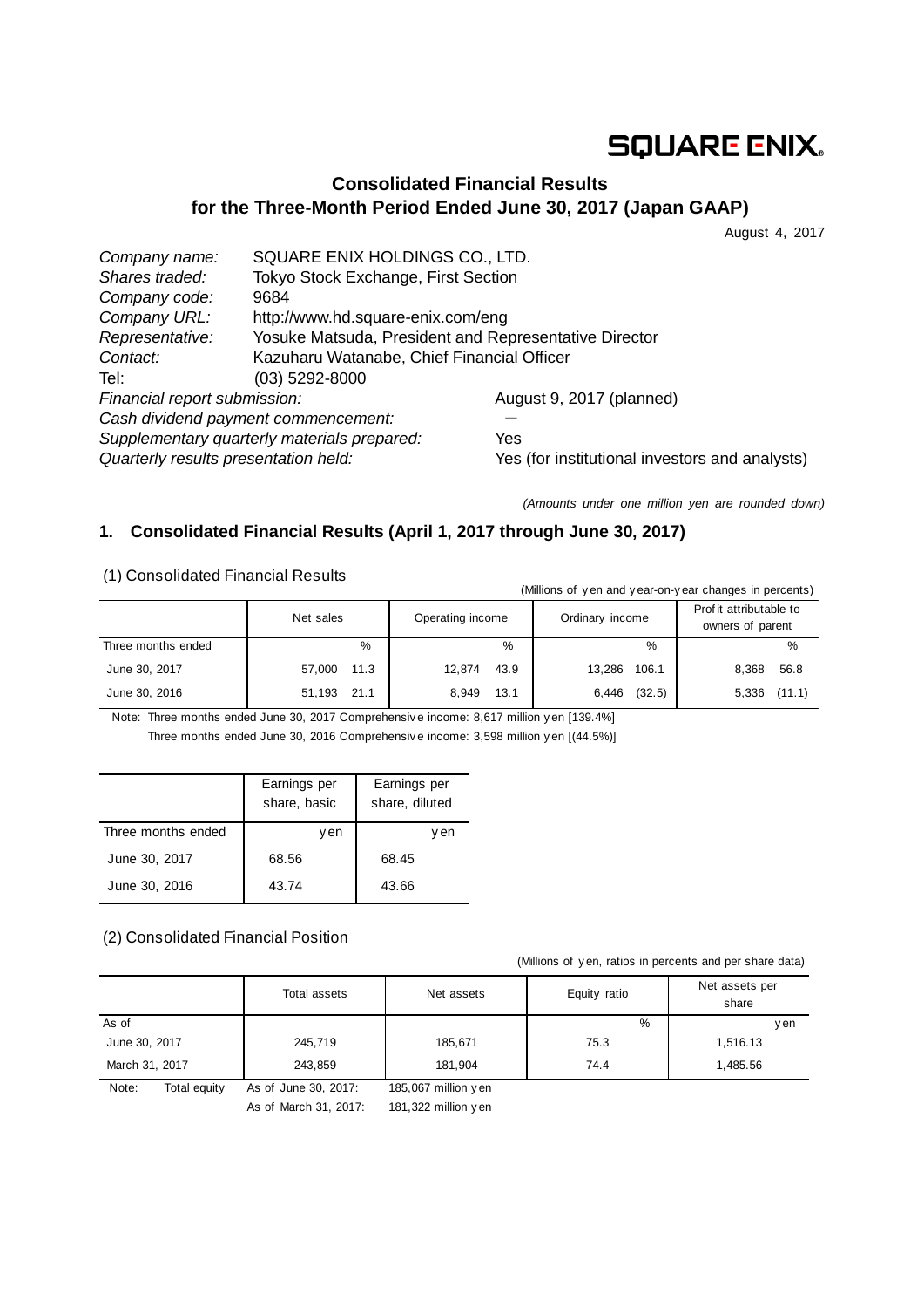SQUARE ENIX.

# Consolidated Financial Results for the Three-Month Period Ended June 30, 2017 (Japan GAAP)

August 4, 2017

| | |
|---|---|
| *Company name:* | SQUARE ENIX HOLDINGS CO., LTD. |
| *Shares traded:* | Tokyo Stock Exchange, First Section |
| *Company code:* | 9684 |
| *Company URL:* | http://www.hd.square-enix.com/eng |
| *Representative:* | Yosuke Matsuda, President and Representative Director |
| *Contact:* | Kazuharu Watanabe, Chief Financial Officer |
| Tel: | (03) 5292-8000 |
| *Financial report submission:* | August 9, 2017 (planned) |
| *Cash dividend payment commencement:* | — |
| *Supplementary quarterly materials prepared:* | Yes |
| *Quarterly results presentation held:* | Yes (for institutional investors and analysts) |

*(Amounts under one million yen are rounded down)*

## 1. Consolidated Financial Results (April 1, 2017 through June 30, 2017)

(1) Consolidated Financial Results

(Millions of yen and year-on-year changes in percents)

| | Net sales | | Operating income | | Ordinary income | | Profit attributable to owners of parent | |
|---|---|---|---|---|---|---|---|---|
| Three months ended | | % | | % | | % | | % |
| June 30, 2017 | 57,000 | 11.3 | 12,874 | 43.9 | 13,286 | 106.1 | 8,368 | 56.8 |
| June 30, 2016 | 51,193 | 21.1 | 8,949 | 13.1 | 6,446 | (32.5) | 5,336 | (11.1) |

Note: Three months ended June 30, 2017 Comprehensive income: 8,617 million yen [139.4%]
Three months ended June 30, 2016 Comprehensive income: 3,598 million yen [(44.5%)]

| | Earnings per share, basic | Earnings per share, diluted |
|---|---|---|
| Three months ended | yen | yen |
| June 30, 2017 | 68.56 | 68.45 |
| June 30, 2016 | 43.74 | 43.66 |

(2) Consolidated Financial Position

(Millions of yen, ratios in percents and per share data)

| | Total assets | Net assets | Equity ratio | Net assets per share |
|---|---|---|---|---|
| As of | | | % | yen |
| June 30, 2017 | 245,719 | 185,671 | 75.3 | 1,516.13 |
| March 31, 2017 | 243,859 | 181,904 | 74.4 | 1,485.56 |

Note: Total equity As of June 30, 2017: 185,067 million yen
As of March 31, 2017: 181,322 million yen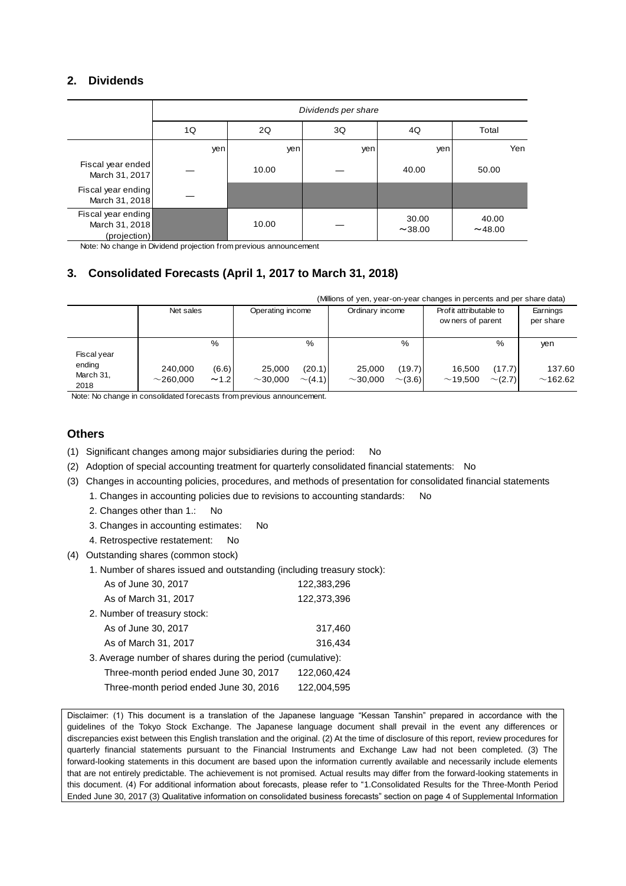## 2. Dividends

| | Dividends per share | | | | |
|---|---|---|---|---|---|
| | 1Q | 2Q | 3Q | 4Q | Total |
| | yen | yen | yen | yen | Yen |
| Fiscal year ended March 31, 2017 | ― | 10.00 | ― | 40.00 | 50.00 |
| Fiscal year ending March 31, 2018 | ― | | | | |
| Fiscal year ending March 31, 2018 (projection) | | 10.00 | ― | 30.00 ～38.00 | 40.00 ～48.00 |

Note: No change in Dividend projection from previous announcement

## 3. Consolidated Forecasts (April 1, 2017 to March 31, 2018)

(Millions of yen, year-on-year changes in percents and per share data)

| | Net sales | | Operating income | | Ordinary income | | Profit attributable to owners of parent | | Earnings per share |
|---|---|---|---|---|---|---|---|---|---|
| | | % | | % | | % | | % | yen |
| Fiscal year ending March 31, 2018 | 240,000 ～260,000 | (6.6) ～1.2 | 25,000 ～30,000 | (20.1) ～(4.1) | 25,000 ～30,000 | (19.7) ～(3.6) | 16,500 ～19,500 | (17.7) ～(2.7) | 137.60 ～162.62 |

Note: No change in consolidated forecasts from previous announcement.

## Others

(1) Significant changes among major subsidiaries during the period: No

(2) Adoption of special accounting treatment for quarterly consolidated financial statements: No

(3) Changes in accounting policies, procedures, and methods of presentation for consolidated financial statements

1. Changes in accounting policies due to revisions to accounting standards: No
2. Changes other than 1.: No
3. Changes in accounting estimates: No
4. Retrospective restatement: No

(4) Outstanding shares (common stock)

1. Number of shares issued and outstanding (including treasury stock):

| | |
|---|---|
| As of June 30, 2017 | 122,383,296 |
| As of March 31, 2017 | 122,373,396 |

2. Number of treasury stock:

| | |
|---|---|
| As of June 30, 2017 | 317,460 |
| As of March 31, 2017 | 316,434 |

3. Average number of shares during the period (cumulative):

| | |
|---|---|
| Three-month period ended June 30, 2017 | 122,060,424 |
| Three-month period ended June 30, 2016 | 122,004,595 |

Disclaimer: (1) This document is a translation of the Japanese language "Kessan Tanshin" prepared in accordance with the guidelines of the Tokyo Stock Exchange. The Japanese language document shall prevail in the event any differences or discrepancies exist between this English translation and the original. (2) At the time of disclosure of this report, review procedures for quarterly financial statements pursuant to the Financial Instruments and Exchange Law had not been completed. (3) The forward-looking statements in this document are based upon the information currently available and necessarily include elements that are not entirely predictable. The achievement is not promised. Actual results may differ from the forward-looking statements in this document. (4) For additional information about forecasts, please refer to "1.Consolidated Results for the Three-Month Period Ended June 30, 2017 (3) Qualitative information on consolidated business forecasts" section on page 4 of Supplemental Information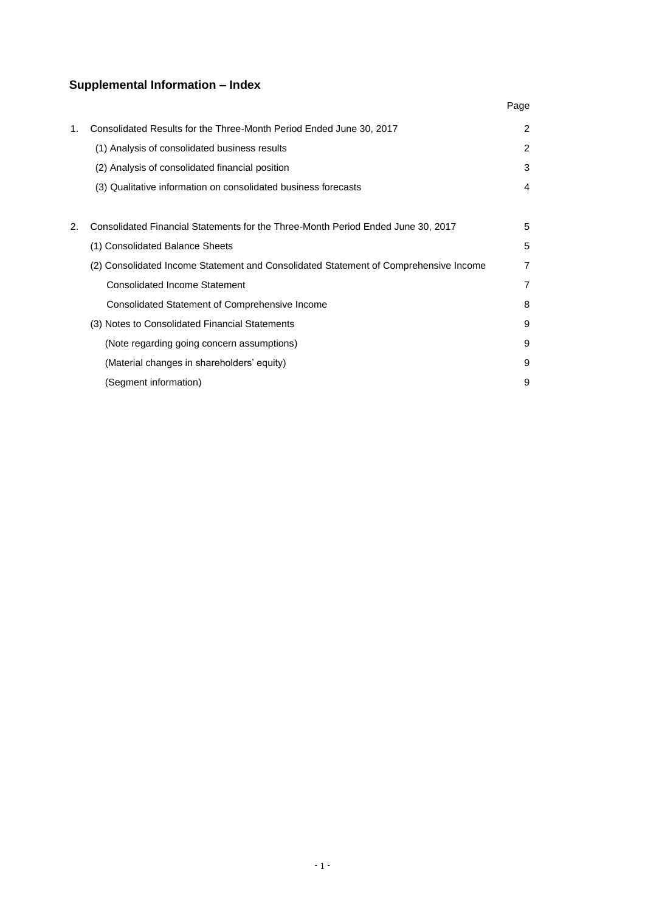## Supplemental Information – Index

| | | Page |
|---|---|---|
| 1. | Consolidated Results for the Three-Month Period Ended June 30, 2017 | 2 |
| | (1) Analysis of consolidated business results | 2 |
| | (2) Analysis of consolidated financial position | 3 |
| | (3) Qualitative information on consolidated business forecasts | 4 |
| 2. | Consolidated Financial Statements for the Three-Month Period Ended June 30, 2017 | 5 |
| | (1) Consolidated Balance Sheets | 5 |
| | (2) Consolidated Income Statement and Consolidated Statement of Comprehensive Income | 7 |
| | Consolidated Income Statement | 7 |
| | Consolidated Statement of Comprehensive Income | 8 |
| | (3) Notes to Consolidated Financial Statements | 9 |
| | (Note regarding going concern assumptions) | 9 |
| | (Material changes in shareholders' equity) | 9 |
| | (Segment information) | 9 |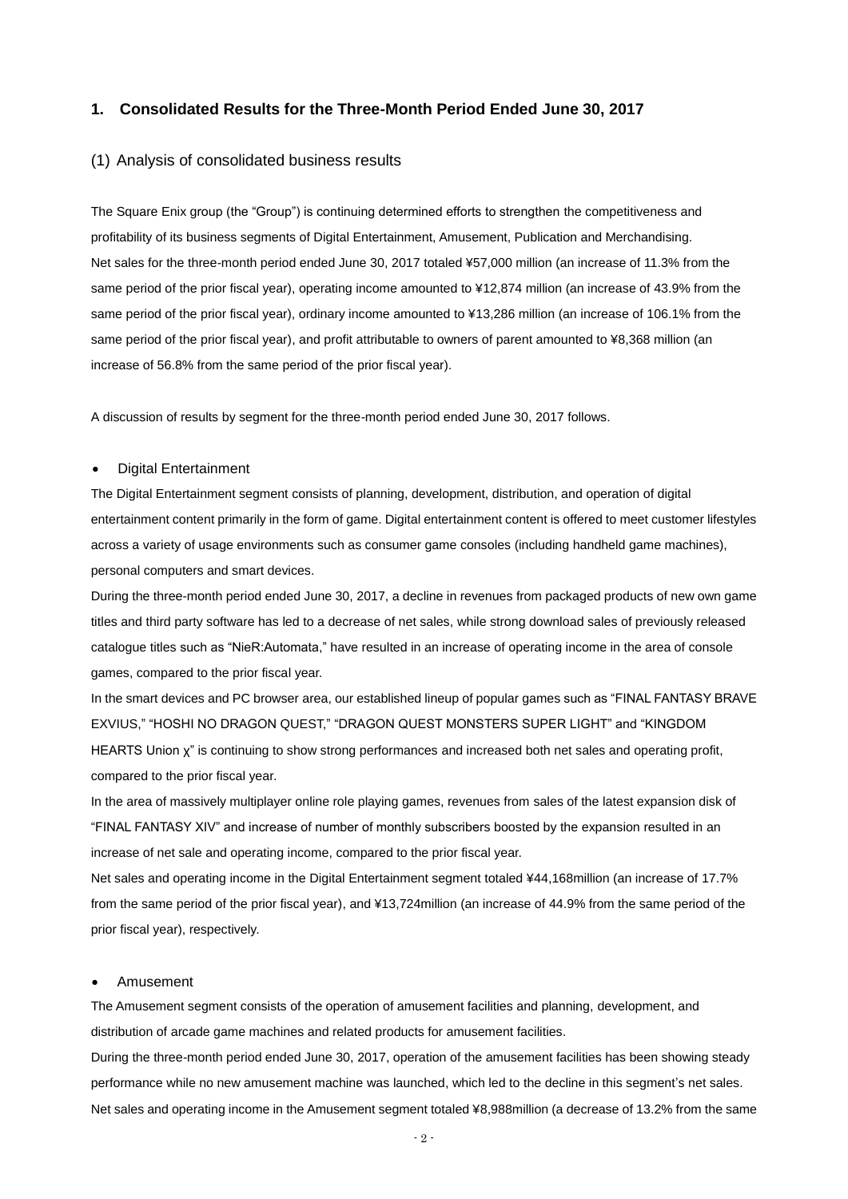## 1. Consolidated Results for the Three-Month Period Ended June 30, 2017

### (1) Analysis of consolidated business results

The Square Enix group (the "Group") is continuing determined efforts to strengthen the competitiveness and profitability of its business segments of Digital Entertainment, Amusement, Publication and Merchandising.
Net sales for the three-month period ended June 30, 2017 totaled ¥57,000 million (an increase of 11.3% from the same period of the prior fiscal year), operating income amounted to ¥12,874 million (an increase of 43.9% from the same period of the prior fiscal year), ordinary income amounted to ¥13,286 million (an increase of 106.1% from the same period of the prior fiscal year), and profit attributable to owners of parent amounted to ¥8,368 million (an increase of 56.8% from the same period of the prior fiscal year).

A discussion of results by segment for the three-month period ended June 30, 2017 follows.

- Digital Entertainment

The Digital Entertainment segment consists of planning, development, distribution, and operation of digital entertainment content primarily in the form of game. Digital entertainment content is offered to meet customer lifestyles across a variety of usage environments such as consumer game consoles (including handheld game machines), personal computers and smart devices.
During the three-month period ended June 30, 2017, a decline in revenues from packaged products of new own game titles and third party software has led to a decrease of net sales, while strong download sales of previously released catalogue titles such as "NieR:Automata," have resulted in an increase of operating income in the area of console games, compared to the prior fiscal year.
In the smart devices and PC browser area, our established lineup of popular games such as "FINAL FANTASY BRAVE EXVIUS," "HOSHI NO DRAGON QUEST," "DRAGON QUEST MONSTERS SUPER LIGHT" and "KINGDOM HEARTS Union χ" is continuing to show strong performances and increased both net sales and operating profit, compared to the prior fiscal year.
In the area of massively multiplayer online role playing games, revenues from sales of the latest expansion disk of "FINAL FANTASY XIV" and increase of number of monthly subscribers boosted by the expansion resulted in an increase of net sale and operating income, compared to the prior fiscal year.
Net sales and operating income in the Digital Entertainment segment totaled ¥44,168million (an increase of 17.7% from the same period of the prior fiscal year), and ¥13,724million (an increase of 44.9% from the same period of the prior fiscal year), respectively.

- Amusement

The Amusement segment consists of the operation of amusement facilities and planning, development, and distribution of arcade game machines and related products for amusement facilities.
During the three-month period ended June 30, 2017, operation of the amusement facilities has been showing steady performance while no new amusement machine was launched, which led to the decline in this segment's net sales.
Net sales and operating income in the Amusement segment totaled ¥8,988million (a decrease of 13.2% from the same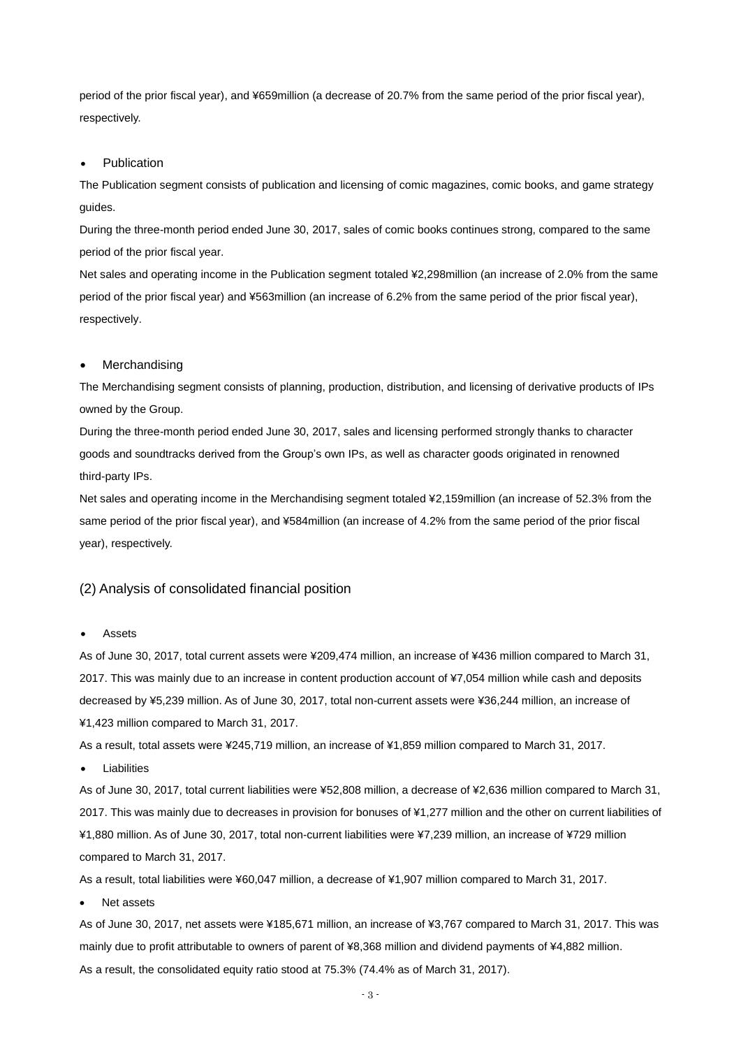period of the prior fiscal year), and ¥659million (a decrease of 20.7% from the same period of the prior fiscal year), respectively.

- Publication

The Publication segment consists of publication and licensing of comic magazines, comic books, and game strategy guides.

During the three-month period ended June 30, 2017, sales of comic books continues strong, compared to the same period of the prior fiscal year.

Net sales and operating income in the Publication segment totaled ¥2,298million (an increase of 2.0% from the same period of the prior fiscal year) and ¥563million (an increase of 6.2% from the same period of the prior fiscal year), respectively.

- Merchandising

The Merchandising segment consists of planning, production, distribution, and licensing of derivative products of IPs owned by the Group.

During the three-month period ended June 30, 2017, sales and licensing performed strongly thanks to character goods and soundtracks derived from the Group's own IPs, as well as character goods originated in renowned third-party IPs.

Net sales and operating income in the Merchandising segment totaled ¥2,159million (an increase of 52.3% from the same period of the prior fiscal year), and ¥584million (an increase of 4.2% from the same period of the prior fiscal year), respectively.

## (2) Analysis of consolidated financial position

- Assets

As of June 30, 2017, total current assets were ¥209,474 million, an increase of ¥436 million compared to March 31, 2017. This was mainly due to an increase in content production account of ¥7,054 million while cash and deposits decreased by ¥5,239 million. As of June 30, 2017, total non-current assets were ¥36,244 million, an increase of ¥1,423 million compared to March 31, 2017.

As a result, total assets were ¥245,719 million, an increase of ¥1,859 million compared to March 31, 2017.

- Liabilities

As of June 30, 2017, total current liabilities were ¥52,808 million, a decrease of ¥2,636 million compared to March 31, 2017. This was mainly due to decreases in provision for bonuses of ¥1,277 million and the other on current liabilities of ¥1,880 million. As of June 30, 2017, total non-current liabilities were ¥7,239 million, an increase of ¥729 million compared to March 31, 2017.

As a result, total liabilities were ¥60,047 million, a decrease of ¥1,907 million compared to March 31, 2017.

- Net assets

As of June 30, 2017, net assets were ¥185,671 million, an increase of ¥3,767 compared to March 31, 2017. This was mainly due to profit attributable to owners of parent of ¥8,368 million and dividend payments of ¥4,882 million.

As a result, the consolidated equity ratio stood at 75.3% (74.4% as of March 31, 2017).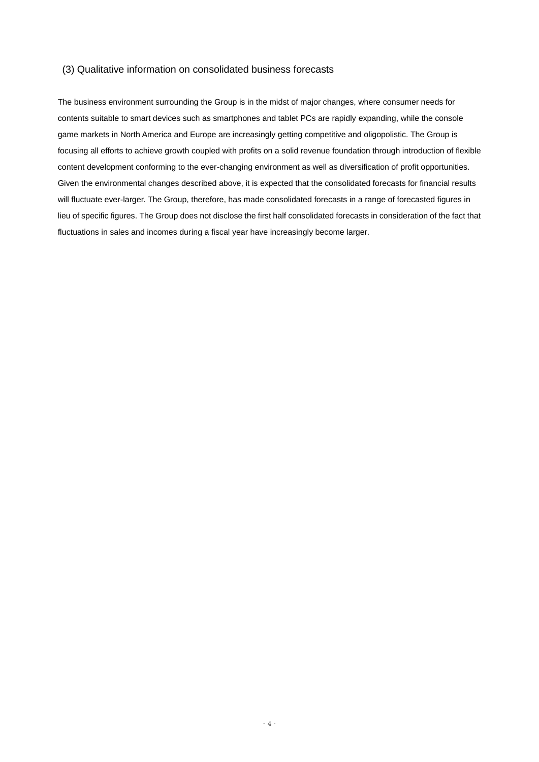### (3) Qualitative information on consolidated business forecasts

The business environment surrounding the Group is in the midst of major changes, where consumer needs for contents suitable to smart devices such as smartphones and tablet PCs are rapidly expanding, while the console game markets in North America and Europe are increasingly getting competitive and oligopolistic. The Group is focusing all efforts to achieve growth coupled with profits on a solid revenue foundation through introduction of flexible content development conforming to the ever-changing environment as well as diversification of profit opportunities. Given the environmental changes described above, it is expected that the consolidated forecasts for financial results will fluctuate ever-larger. The Group, therefore, has made consolidated forecasts in a range of forecasted figures in lieu of specific figures. The Group does not disclose the first half consolidated forecasts in consideration of the fact that fluctuations in sales and incomes during a fiscal year have increasingly become larger.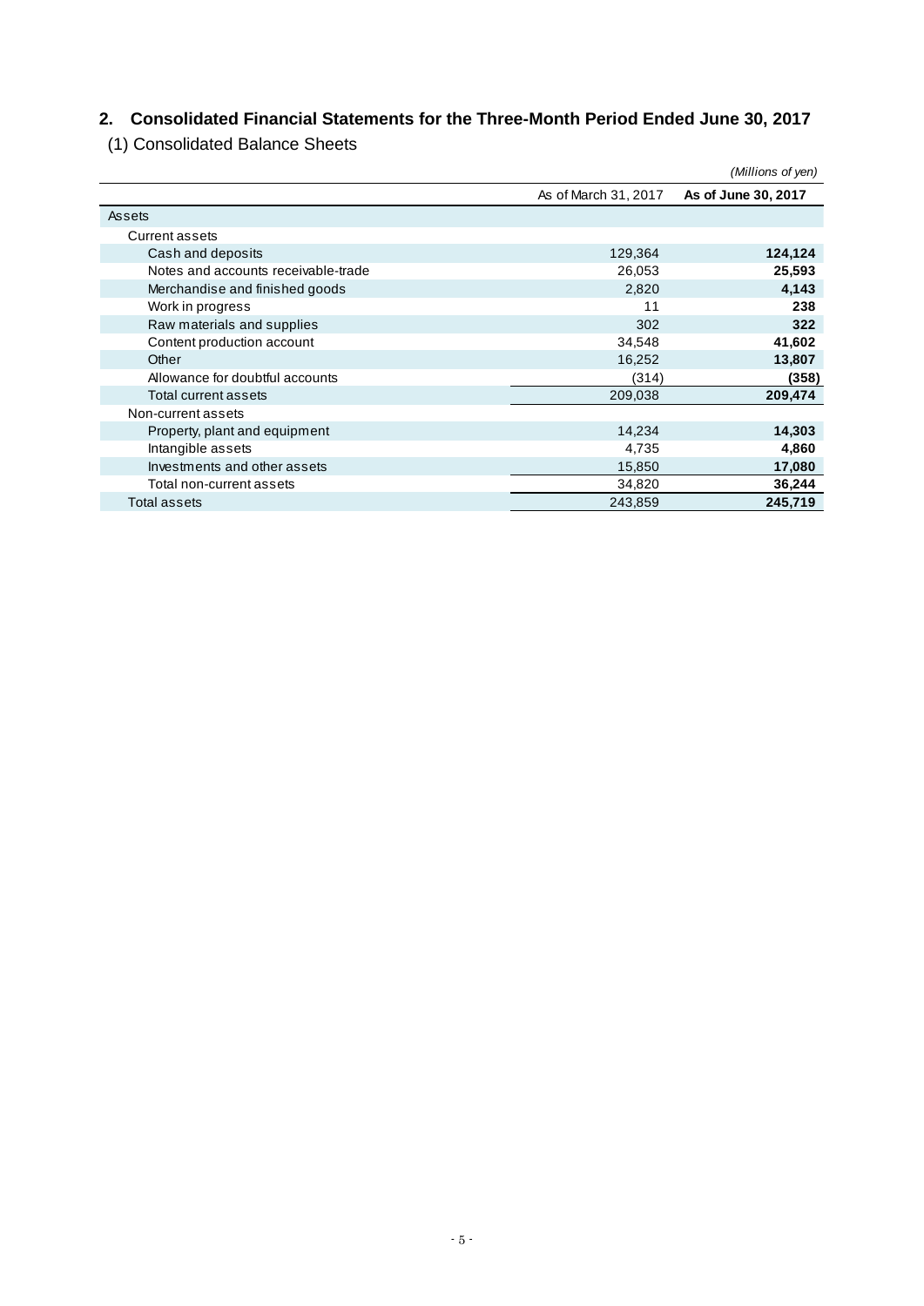## 2. Consolidated Financial Statements for the Three-Month Period Ended June 30, 2017

### (1) Consolidated Balance Sheets

*(Millions of yen)*

| | As of March 31, 2017 | **As of June 30, 2017** |
|---|---|---|
| Assets | | |
| Current assets | | |
| Cash and deposits | 129,364 | **124,124** |
| Notes and accounts receivable-trade | 26,053 | **25,593** |
| Merchandise and finished goods | 2,820 | **4,143** |
| Work in progress | 11 | **238** |
| Raw materials and supplies | 302 | **322** |
| Content production account | 34,548 | **41,602** |
| Other | 16,252 | **13,807** |
| Allowance for doubtful accounts | (314) | **(358)** |
| Total current assets | 209,038 | **209,474** |
| Non-current assets | | |
| Property, plant and equipment | 14,234 | **14,303** |
| Intangible assets | 4,735 | **4,860** |
| Investments and other assets | 15,850 | **17,080** |
| Total non-current assets | 34,820 | **36,244** |
| Total assets | 243,859 | **245,719** |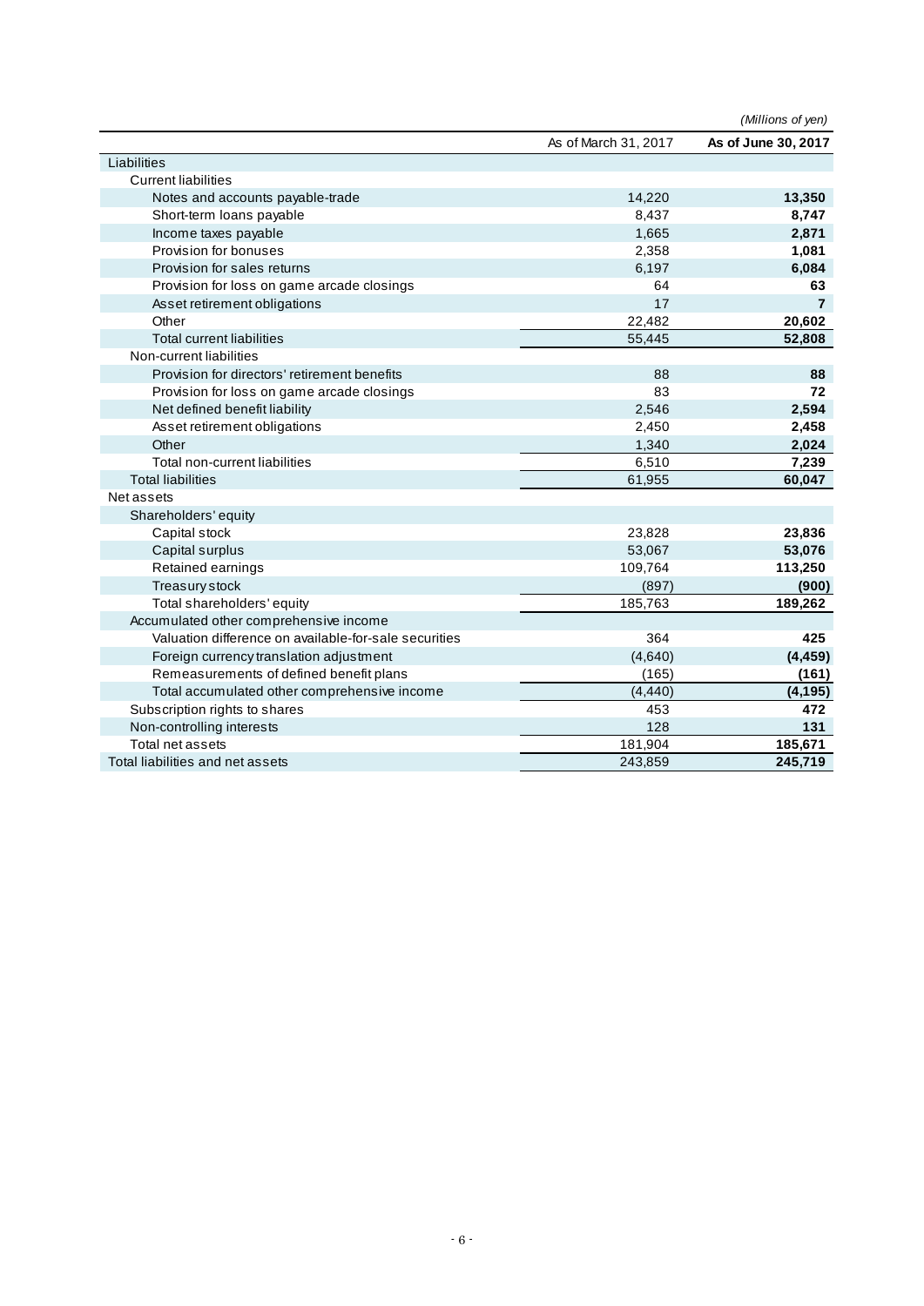(Millions of yen)

| | As of March 31, 2017 | **As of June 30, 2017** |
|---|---|---|
| Liabilities | | |
| Current liabilities | | |
| Notes and accounts payable-trade | 14,220 | **13,350** |
| Short-term loans payable | 8,437 | **8,747** |
| Income taxes payable | 1,665 | **2,871** |
| Provision for bonuses | 2,358 | **1,081** |
| Provision for sales returns | 6,197 | **6,084** |
| Provision for loss on game arcade closings | 64 | **63** |
| Asset retirement obligations | 17 | **7** |
| Other | 22,482 | **20,602** |
| Total current liabilities | 55,445 | **52,808** |
| Non-current liabilities | | |
| Provision for directors' retirement benefits | 88 | **88** |
| Provision for loss on game arcade closings | 83 | **72** |
| Net defined benefit liability | 2,546 | **2,594** |
| Asset retirement obligations | 2,450 | **2,458** |
| Other | 1,340 | **2,024** |
| Total non-current liabilities | 6,510 | **7,239** |
| Total liabilities | 61,955 | **60,047** |
| Net assets | | |
| Shareholders' equity | | |
| Capital stock | 23,828 | **23,836** |
| Capital surplus | 53,067 | **53,076** |
| Retained earnings | 109,764 | **113,250** |
| Treasury stock | (897) | **(900)** |
| Total shareholders' equity | 185,763 | **189,262** |
| Accumulated other comprehensive income | | |
| Valuation difference on available-for-sale securities | 364 | **425** |
| Foreign currency translation adjustment | (4,640) | **(4,459)** |
| Remeasurements of defined benefit plans | (165) | **(161)** |
| Total accumulated other comprehensive income | (4,440) | **(4,195)** |
| Subscription rights to shares | 453 | **472** |
| Non-controlling interests | 128 | **131** |
| Total net assets | 181,904 | **185,671** |
| Total liabilities and net assets | 243,859 | **245,719** |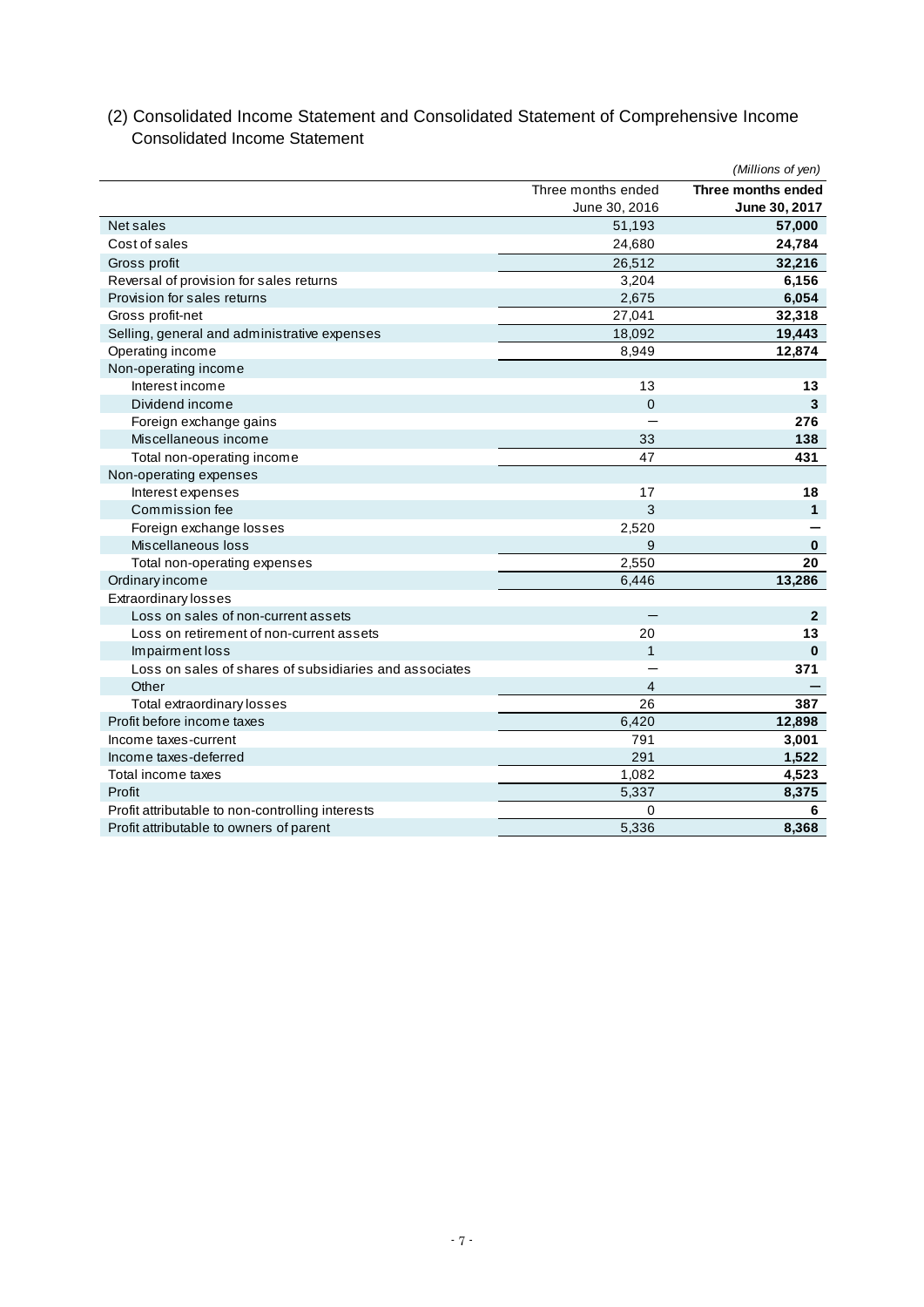## (2) Consolidated Income Statement and Consolidated Statement of Comprehensive Income

### Consolidated Income Statement

*(Millions of yen)*

| | Three months ended June 30, 2016 | **Three months ended June 30, 2017** |
|---|---|---|
| Net sales | 51,193 | **57,000** |
| Cost of sales | 24,680 | **24,784** |
| Gross profit | 26,512 | **32,216** |
| Reversal of provision for sales returns | 3,204 | **6,156** |
| Provision for sales returns | 2,675 | **6,054** |
| Gross profit-net | 27,041 | **32,318** |
| Selling, general and administrative expenses | 18,092 | **19,443** |
| Operating income | 8,949 | **12,874** |
| Non-operating income | | |
| Interest income | 13 | **13** |
| Dividend income | 0 | **3** |
| Foreign exchange gains | ― | **276** |
| Miscellaneous income | 33 | **138** |
| Total non-operating income | 47 | **431** |
| Non-operating expenses | | |
| Interest expenses | 17 | **18** |
| Commission fee | 3 | **1** |
| Foreign exchange losses | 2,520 | **―** |
| Miscellaneous loss | 9 | **0** |
| Total non-operating expenses | 2,550 | **20** |
| Ordinary income | 6,446 | **13,286** |
| Extraordinary losses | | |
| Loss on sales of non-current assets | ― | **2** |
| Loss on retirement of non-current assets | 20 | **13** |
| Impairment loss | 1 | **0** |
| Loss on sales of shares of subsidiaries and associates | ― | **371** |
| Other | 4 | **―** |
| Total extraordinary losses | 26 | **387** |
| Profit before income taxes | 6,420 | **12,898** |
| Income taxes-current | 791 | **3,001** |
| Income taxes-deferred | 291 | **1,522** |
| Total income taxes | 1,082 | **4,523** |
| Profit | 5,337 | **8,375** |
| Profit attributable to non-controlling interests | 0 | **6** |
| Profit attributable to owners of parent | 5,336 | **8,368** |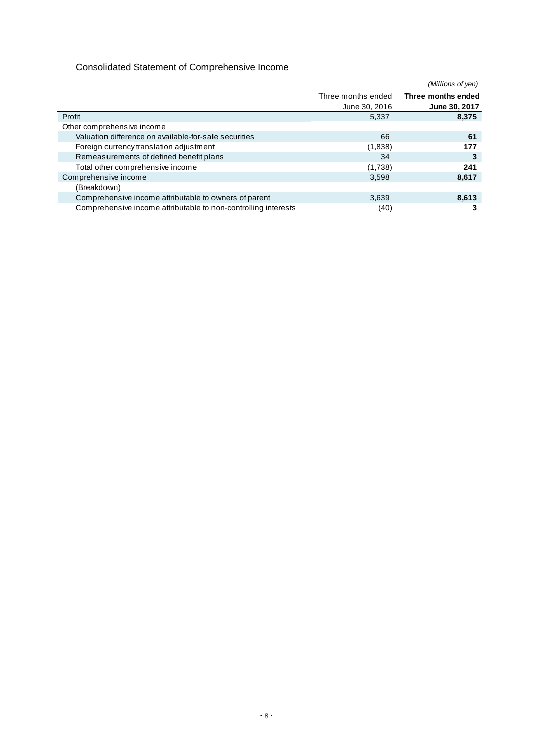## Consolidated Statement of Comprehensive Income

*(Millions of yen)*

| | Three months ended June 30, 2016 | **Three months ended June 30, 2017** |
|---|---|---|
| Profit | 5,337 | **8,375** |
| Other comprehensive income | | |
| Valuation difference on available-for-sale securities | 66 | **61** |
| Foreign currency translation adjustment | (1,838) | **177** |
| Remeasurements of defined benefit plans | 34 | **3** |
| Total other comprehensive income | (1,738) | **241** |
| Comprehensive income | 3,598 | **8,617** |
| (Breakdown) | | |
| Comprehensive income attributable to owners of parent | 3,639 | **8,613** |
| Comprehensive income attributable to non-controlling interests | (40) | **3** |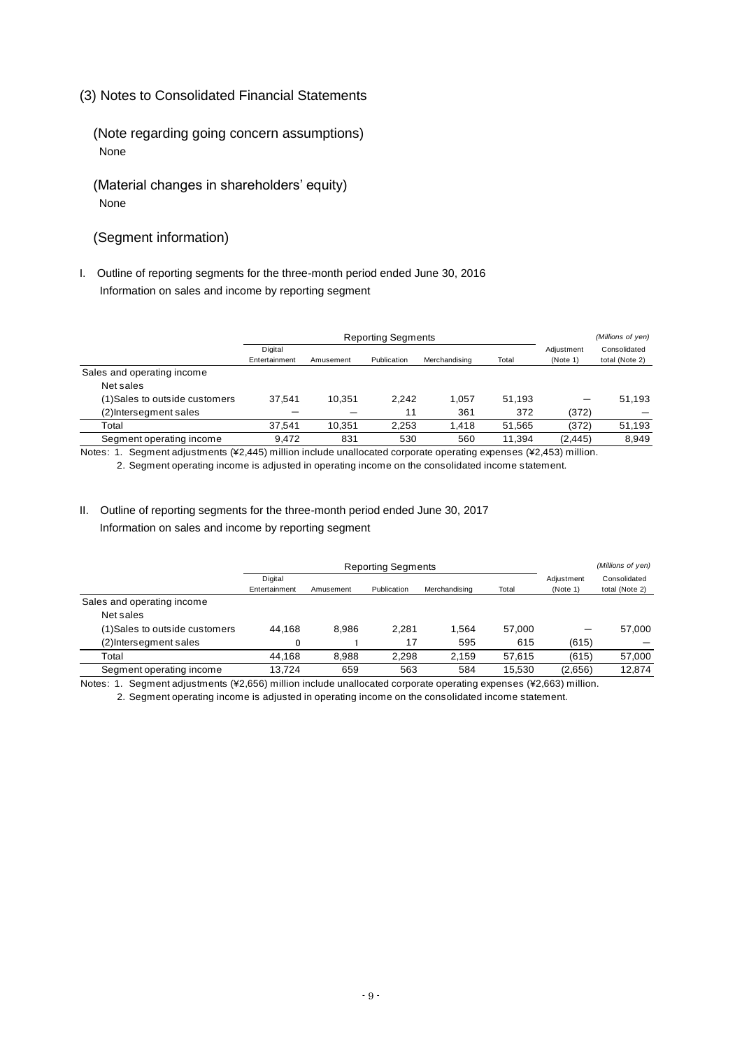### (3) Notes to Consolidated Financial Statements

#### (Note regarding going concern assumptions)

None

#### (Material changes in shareholders' equity)

None

#### (Segment information)

I. Outline of reporting segments for the three-month period ended June 30, 2016

Information on sales and income by reporting segment

*(Millions of yen)*

| | Reporting Segments | | | | | Adjustment (Note 1) | Consolidated total (Note 2) |
|---|---|---|---|---|---|---|---|
| | Digital Entertainment | Amusement | Publication | Merchandising | Total | | |
| Sales and operating income | | | | | | | |
| Net sales | | | | | | | |
| (1)Sales to outside customers | 37,541 | 10,351 | 2,242 | 1,057 | 51,193 | — | 51,193 |
| (2)Intersegment sales | — | — | 11 | 361 | 372 | (372) | — |
| Total | 37,541 | 10,351 | 2,253 | 1,418 | 51,565 | (372) | 51,193 |
| Segment operating income | 9,472 | 831 | 530 | 560 | 11,394 | (2,445) | 8,949 |

Notes: 1. Segment adjustments (¥2,445) million include unallocated corporate operating expenses (¥2,453) million.

2. Segment operating income is adjusted in operating income on the consolidated income statement.

II. Outline of reporting segments for the three-month period ended June 30, 2017

Information on sales and income by reporting segment

*(Millions of yen)*

| | Reporting Segments | | | | | Adjustment (Note 1) | Consolidated total (Note 2) |
|---|---|---|---|---|---|---|---|
| | Digital Entertainment | Amusement | Publication | Merchandising | Total | | |
| Sales and operating income | | | | | | | |
| Net sales | | | | | | | |
| (1)Sales to outside customers | 44,168 | 8,986 | 2,281 | 1,564 | 57,000 | — | 57,000 |
| (2)Intersegment sales | 0 | 1 | 17 | 595 | 615 | (615) | — |
| Total | 44,168 | 8,988 | 2,298 | 2,159 | 57,615 | (615) | 57,000 |
| Segment operating income | 13,724 | 659 | 563 | 584 | 15,530 | (2,656) | 12,874 |

Notes: 1. Segment adjustments (¥2,656) million include unallocated corporate operating expenses (¥2,663) million.

2. Segment operating income is adjusted in operating income on the consolidated income statement.